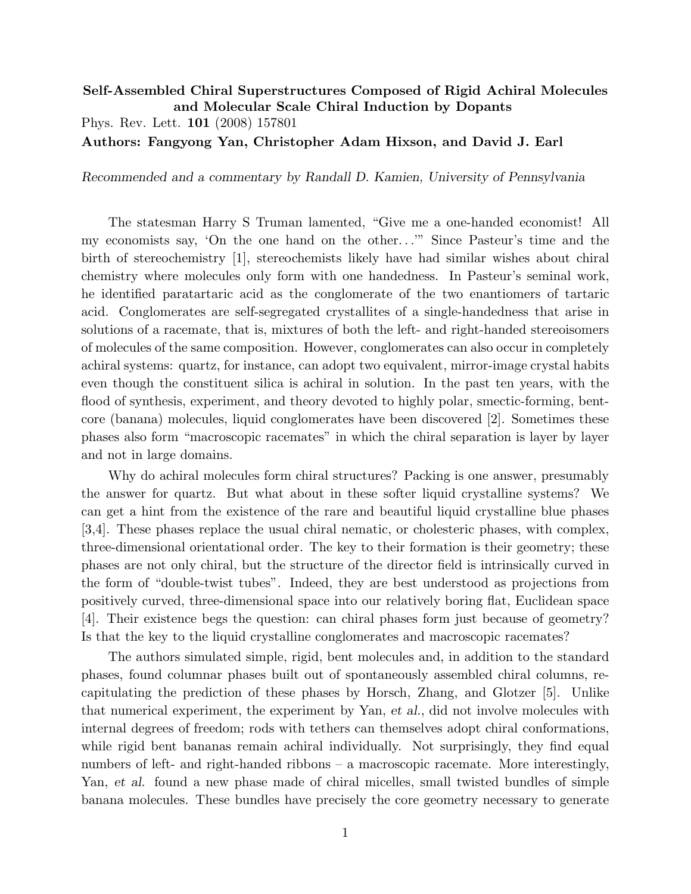**Self-Assembled Chiral Superstructures Composed of Rigid Achiral Molecules and Molecular Scale Chiral Induction by Dopants**

Phys. Rev. Lett. **101** (2008) 157801

**Authors: Fangyong Yan, Christopher Adam Hixson, and David J. Earl**

*Recommended and a commentary by Randall D. Kamien, University of Pennsylvania*

The statesman Harry S Truman lamented, "Give me a one-handed economist! All my economists say, 'On the one hand on the other...'" Since Pasteur's time and the birth of stereochemistry [1], stereochemists likely have had similar wishes about chiral chemistry where molecules only form with one handedness. In Pasteur's seminal work, he identified paratartaric acid as the conglomerate of the two enantiomers of tartaric acid. Conglomerates are self-segregated crystallites of a single-handedness that arise in solutions of a racemate, that is, mixtures of both the left- and right-handed stereoisomers of molecules of the same composition. However, conglomerates can also occur in completely achiral systems: quartz, for instance, can adopt two equivalent, mirror-image crystal habits even though the constituent silica is achiral in solution. In the past ten years, with the flood of synthesis, experiment, and theory devoted to highly polar, smectic-forming, bent-core (banana) molecules, liquid conglomerates have been discovered [2]. Sometimes these phases also form "macroscopic racemates" in which the chiral separation is layer by layer and not in large domains.

Why do achiral molecules form chiral structures? Packing is one answer, presumably the answer for quartz. But what about in these softer liquid crystalline systems? We can get a hint from the existence of the rare and beautiful liquid crystalline blue phases [3,4]. These phases replace the usual chiral nematic, or cholesteric phases, with complex, three-dimensional orientational order. The key to their formation is their geometry; these phases are not only chiral, but the structure of the director field is intrinsically curved in the form of "double-twist tubes". Indeed, they are best understood as projections from positively curved, three-dimensional space into our relatively boring flat, Euclidean space [4]. Their existence begs the question: can chiral phases form just because of geometry? Is that the key to the liquid crystalline conglomerates and macroscopic racemates?

The authors simulated simple, rigid, bent molecules and, in addition to the standard phases, found columnar phases built out of spontaneously assembled chiral columns, recapitulating the prediction of these phases by Horsch, Zhang, and Glotzer [5]. Unlike that numerical experiment, the experiment by Yan, *et al.*, did not involve molecules with internal degrees of freedom; rods with tethers can themselves adopt chiral conformations, while rigid bent bananas remain achiral individually. Not surprisingly, they find equal numbers of left- and right-handed ribbons – a macroscopic racemate. More interestingly, Yan, *et al.* found a new phase made of chiral micelles, small twisted bundles of simple banana molecules. These bundles have precisely the core geometry necessary to generate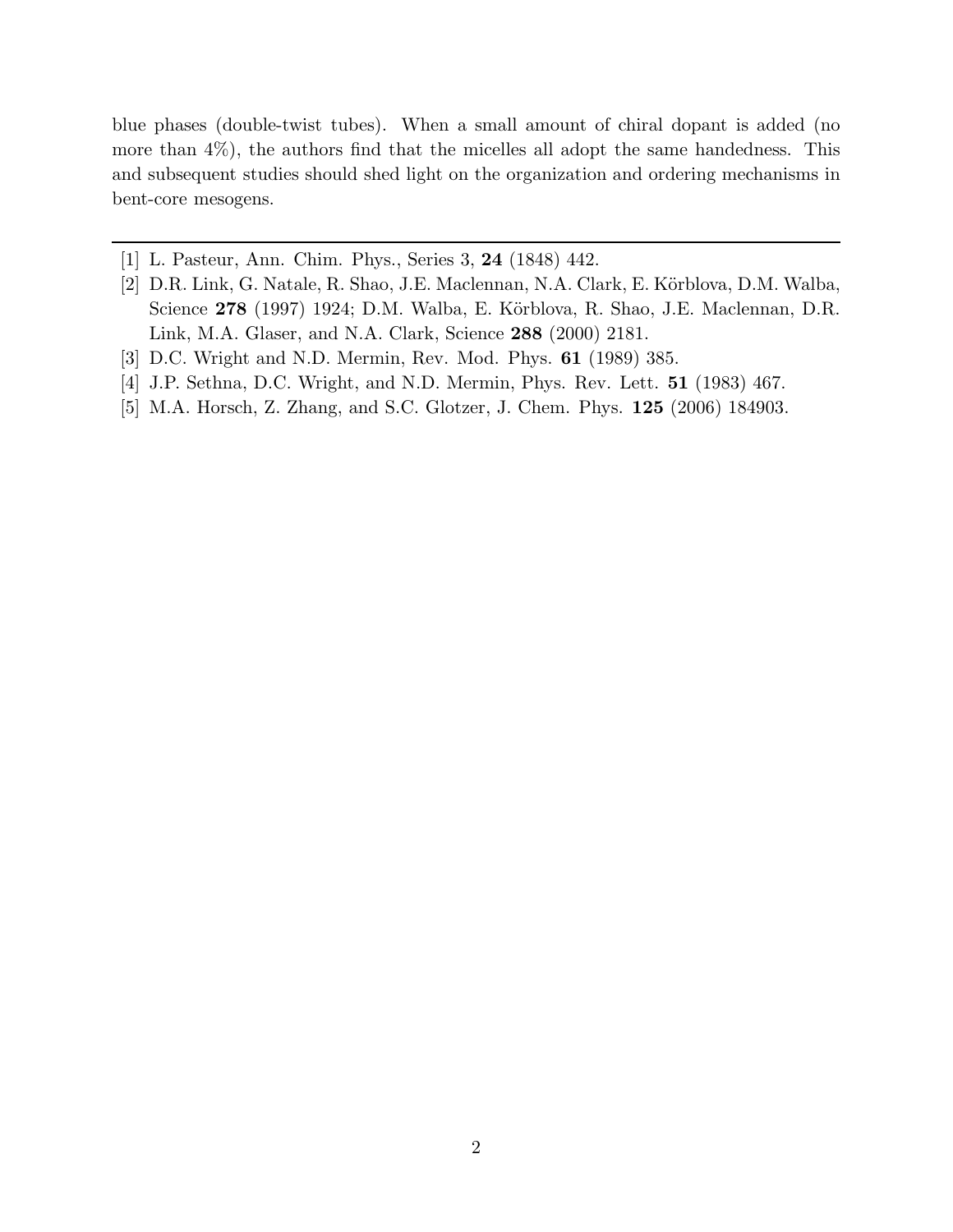blue phases (double-twist tubes). When a small amount of chiral dopant is added (no more than 4%), the authors find that the micelles all adopt the same handedness. This and subsequent studies should shed light on the organization and ordering mechanisms in bent-core mesogens.

---

[1] L. Pasteur, Ann. Chim. Phys., Series 3, **24** (1848) 442.

[2] D.R. Link, G. Natale, R. Shao, J.E. Maclennan, N.A. Clark, E. Körblova, D.M. Walba, Science **278** (1997) 1924; D.M. Walba, E. Körblova, R. Shao, J.E. Maclennan, D.R. Link, M.A. Glaser, and N.A. Clark, Science **288** (2000) 2181.

[3] D.C. Wright and N.D. Mermin, Rev. Mod. Phys. **61** (1989) 385.

[4] J.P. Sethna, D.C. Wright, and N.D. Mermin, Phys. Rev. Lett. **51** (1983) 467.

[5] M.A. Horsch, Z. Zhang, and S.C. Glotzer, J. Chem. Phys. **125** (2006) 184903.